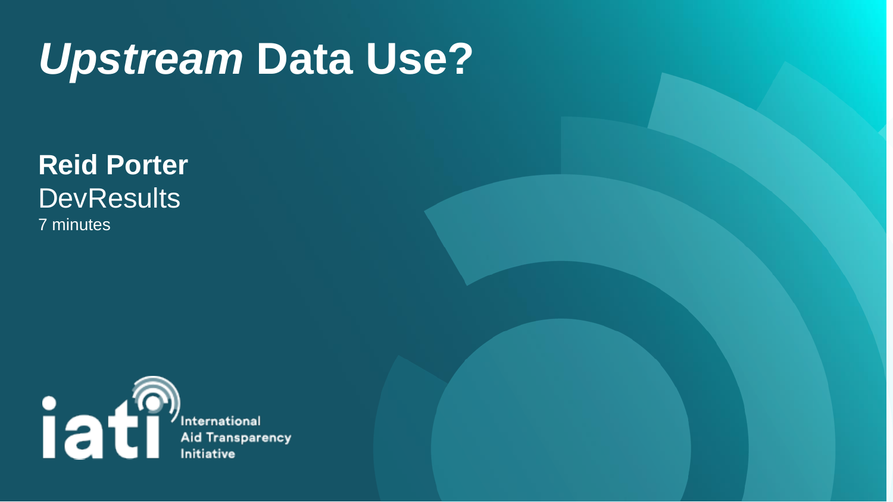# *Upstream* Data Use?

**Reid Porter**

DevResults

7 minutes

iati International Aid Transparency Initiative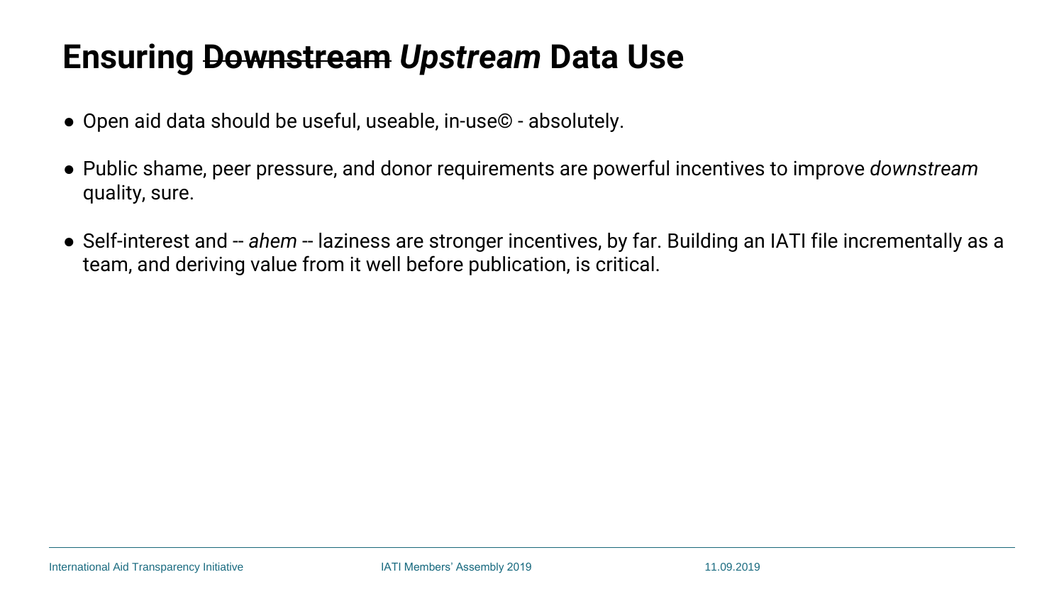# Ensuring ~~Downstream~~ *Upstream* Data Use

- Open aid data should be useful, useable, in-use© - absolutely.
- Public shame, peer pressure, and donor requirements are powerful incentives to improve *downstream* quality, sure.
- Self-interest and -- *ahem* -- laziness are stronger incentives, by far. Building an IATI file incrementally as a team, and deriving value from it well before publication, is critical.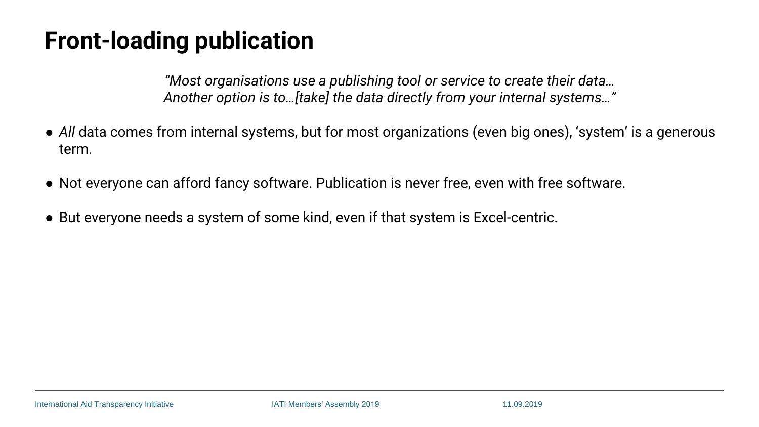# Front-loading publication

*"Most organisations use a publishing tool or service to create their data… Another option is to…[take] the data directly from your internal systems…"*

- *All* data comes from internal systems, but for most organizations (even big ones), 'system' is a generous term.
- Not everyone can afford fancy software. Publication is never free, even with free software.
- But everyone needs a system of some kind, even if that system is Excel-centric.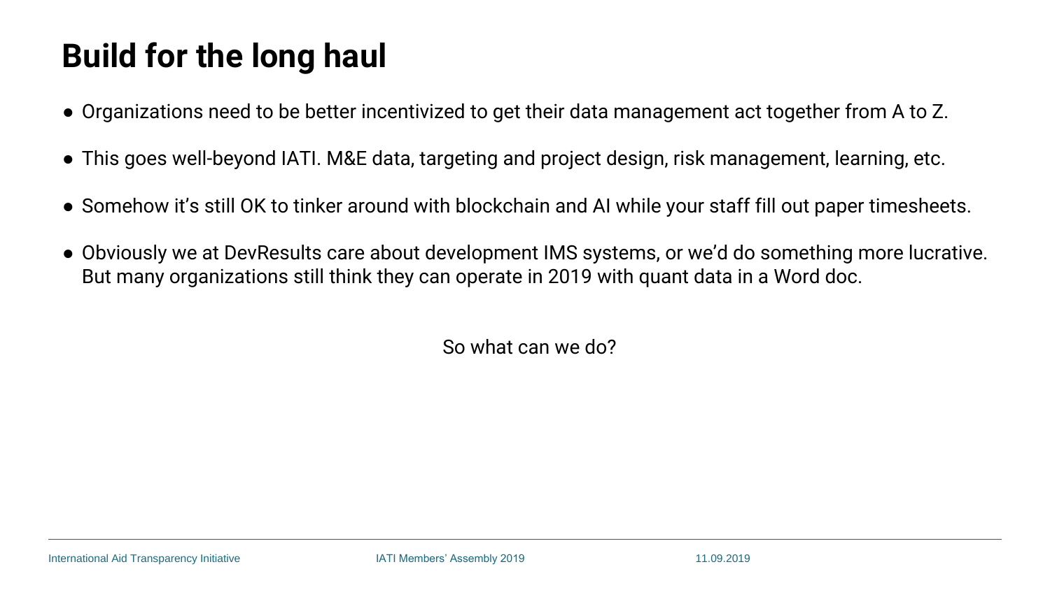# Build for the long haul

- Organizations need to be better incentivized to get their data management act together from A to Z.
- This goes well-beyond IATI. M&E data, targeting and project design, risk management, learning, etc.
- Somehow it's still OK to tinker around with blockchain and AI while your staff fill out paper timesheets.
- Obviously we at DevResults care about development IMS systems, or we'd do something more lucrative. But many organizations still think they can operate in 2019 with quant data in a Word doc.

So what can we do?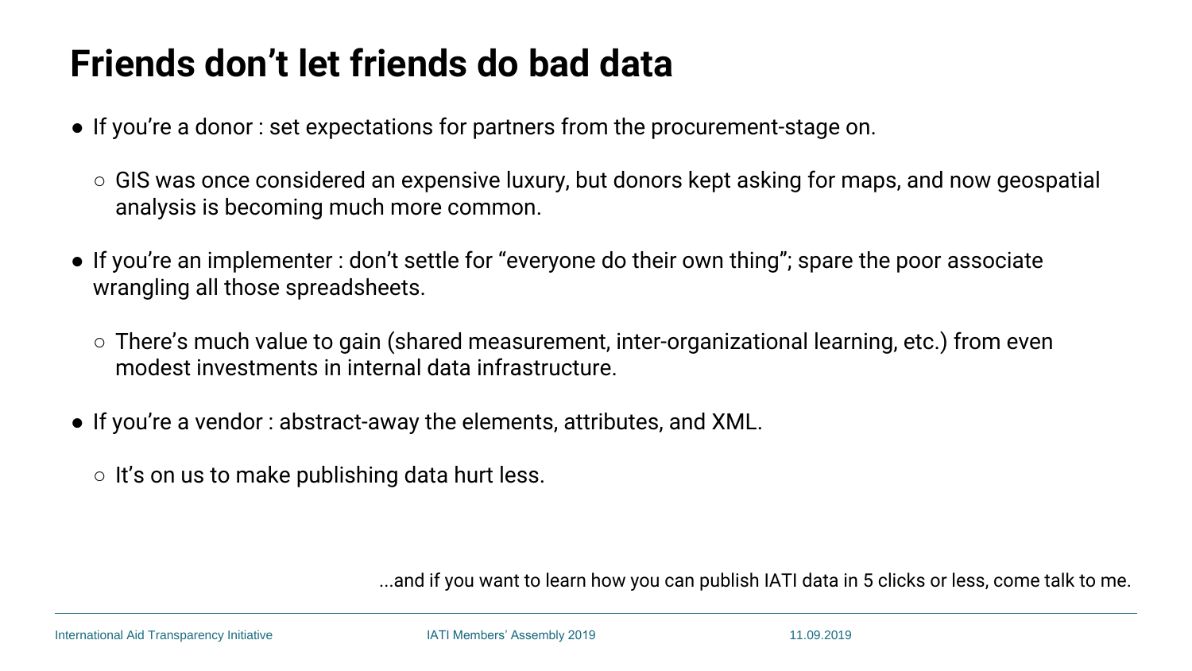# Friends don't let friends do bad data

- If you're a donor : set expectations for partners from the procurement-stage on.
  - GIS was once considered an expensive luxury, but donors kept asking for maps, and now geospatial analysis is becoming much more common.
- If you're an implementer : don't settle for "everyone do their own thing"; spare the poor associate wrangling all those spreadsheets.
  - There's much value to gain (shared measurement, inter-organizational learning, etc.) from even modest investments in internal data infrastructure.
- If you're a vendor : abstract-away the elements, attributes, and XML.
  - It's on us to make publishing data hurt less.

...and if you want to learn how you can publish IATI data in 5 clicks or less, come talk to me.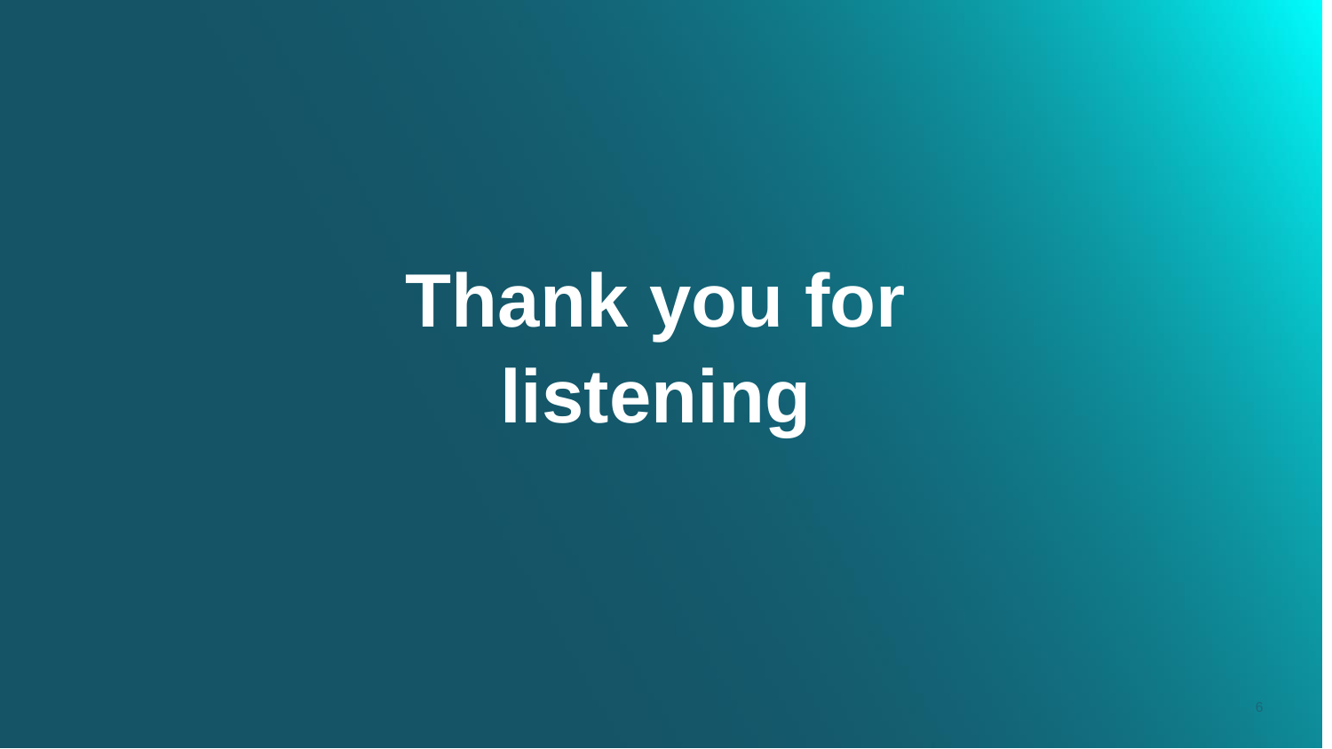# Thank you for listening